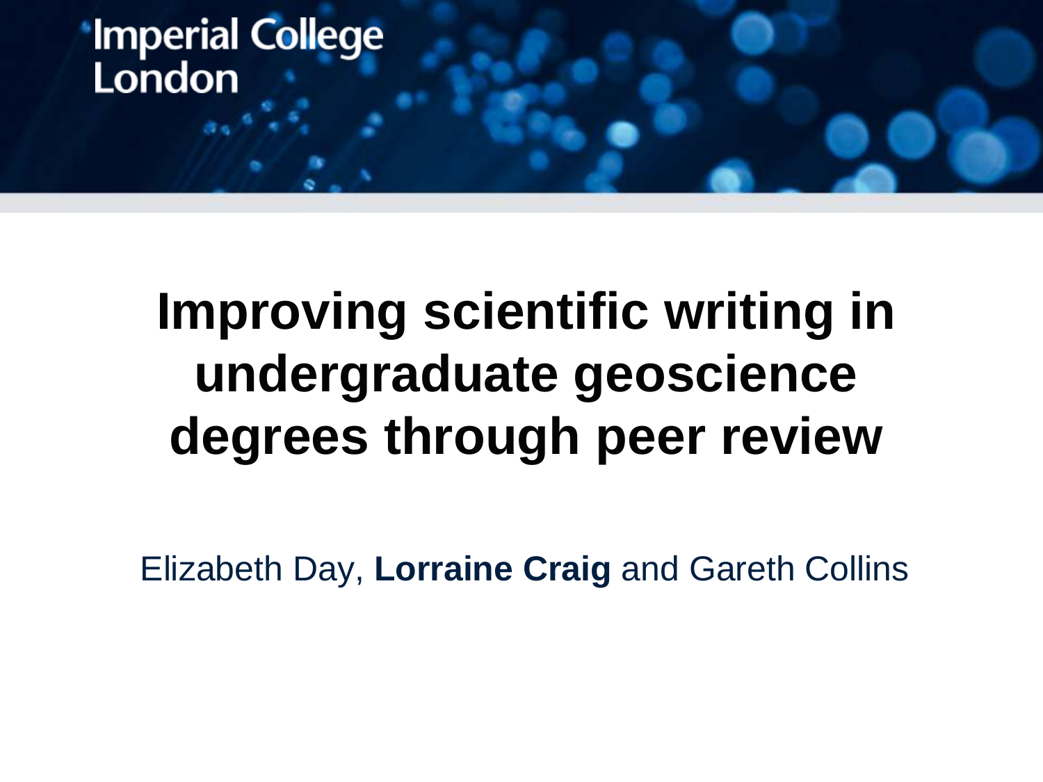Imperial College London

# Improving scientific writing in undergraduate geoscience degrees through peer review

Elizabeth Day, **Lorraine Craig** and Gareth Collins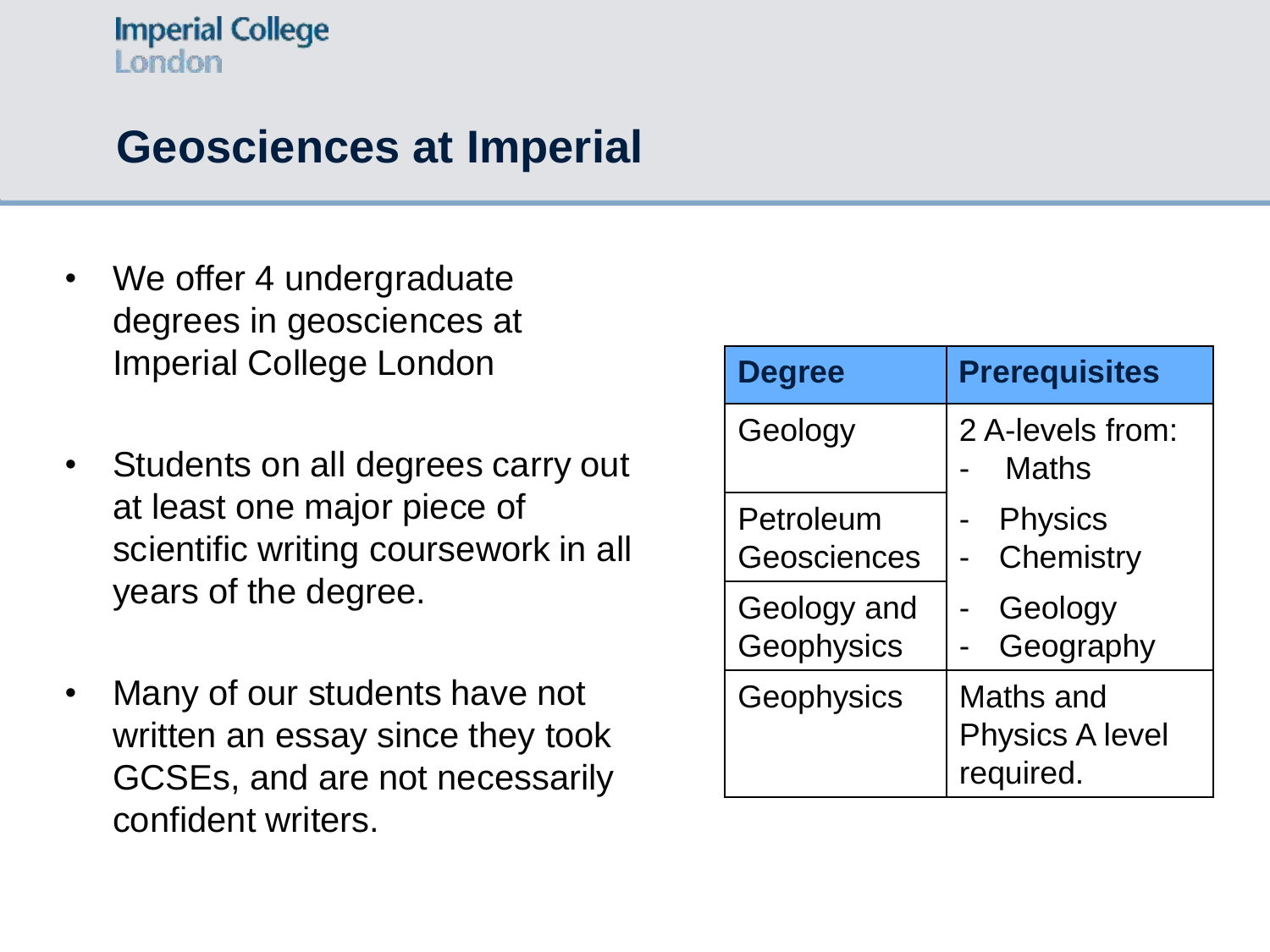# Geosciences at Imperial

- We offer 4 undergraduate degrees in geosciences at Imperial College London
- Students on all degrees carry out at least one major piece of scientific writing coursework in all years of the degree.
- Many of our students have not written an essay since they took GCSEs, and are not necessarily confident writers.

| Degree | Prerequisites |
| --- | --- |
| Geology | 2 A-levels from: - Maths - Physics - Chemistry - Geology - Geography |
| Petroleum Geosciences | |
| Geology and Geophysics | |
| Geophysics | Maths and Physics A level required. |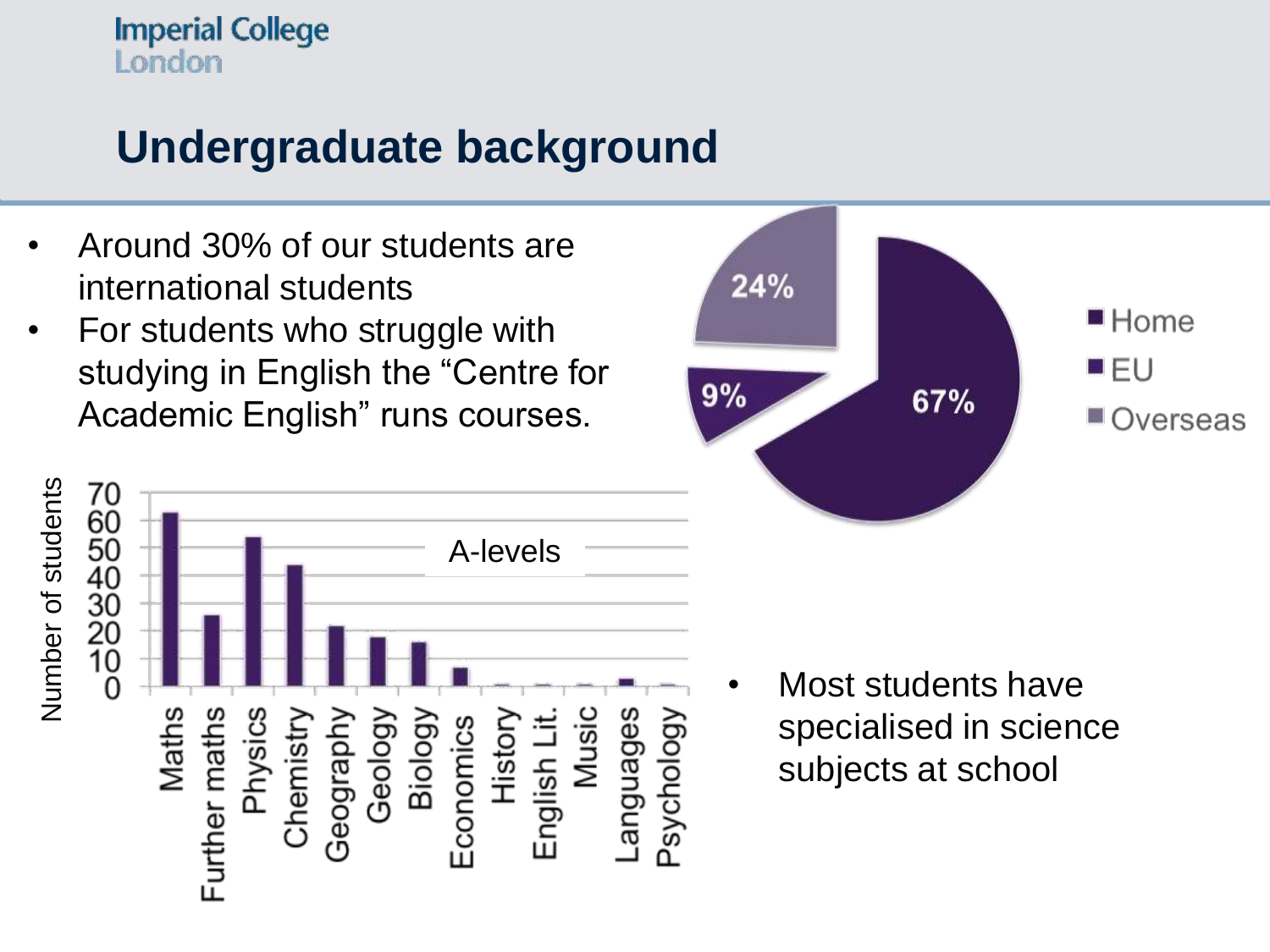## Undergraduate background

- Around 30% of our students are international students
- For students who struggle with studying in English the "Centre for Academic English" runs courses.

- Most students have specialised in science subjects at school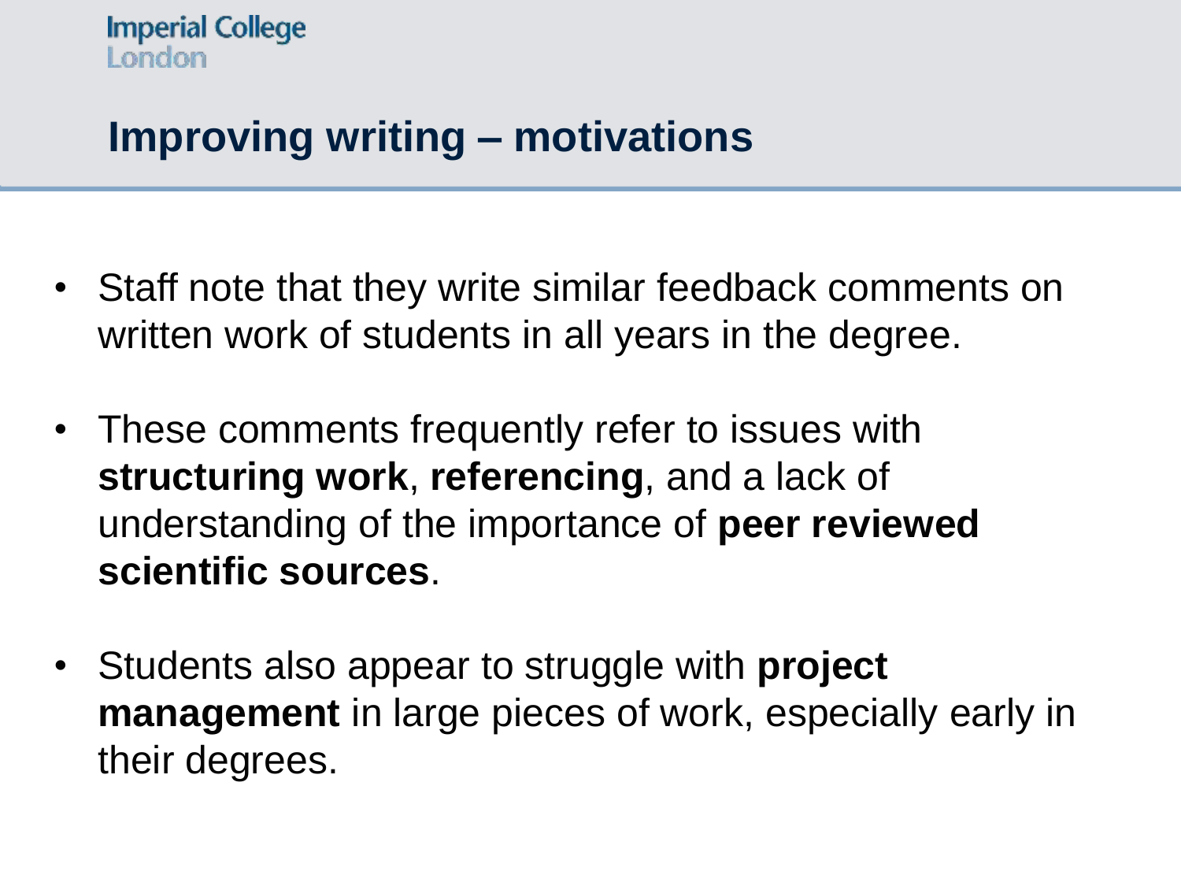# Improving writing – motivations

- Staff note that they write similar feedback comments on written work of students in all years in the degree.
- These comments frequently refer to issues with **structuring work**, **referencing**, and a lack of understanding of the importance of **peer reviewed scientific sources**.
- Students also appear to struggle with **project management** in large pieces of work, especially early in their degrees.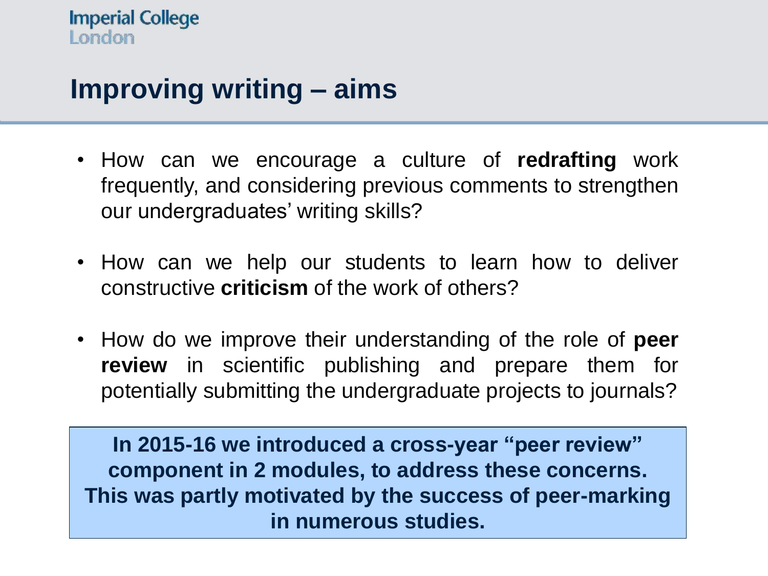# Improving writing – aims

- How can we encourage a culture of **redrafting** work frequently, and considering previous comments to strengthen our undergraduates' writing skills?
- How can we help our students to learn how to deliver constructive **criticism** of the work of others?
- How do we improve their understanding of the role of **peer review** in scientific publishing and prepare them for potentially submitting the undergraduate projects to journals?

**In 2015-16 we introduced a cross-year "peer review" component in 2 modules, to address these concerns. This was partly motivated by the success of peer-marking in numerous studies.**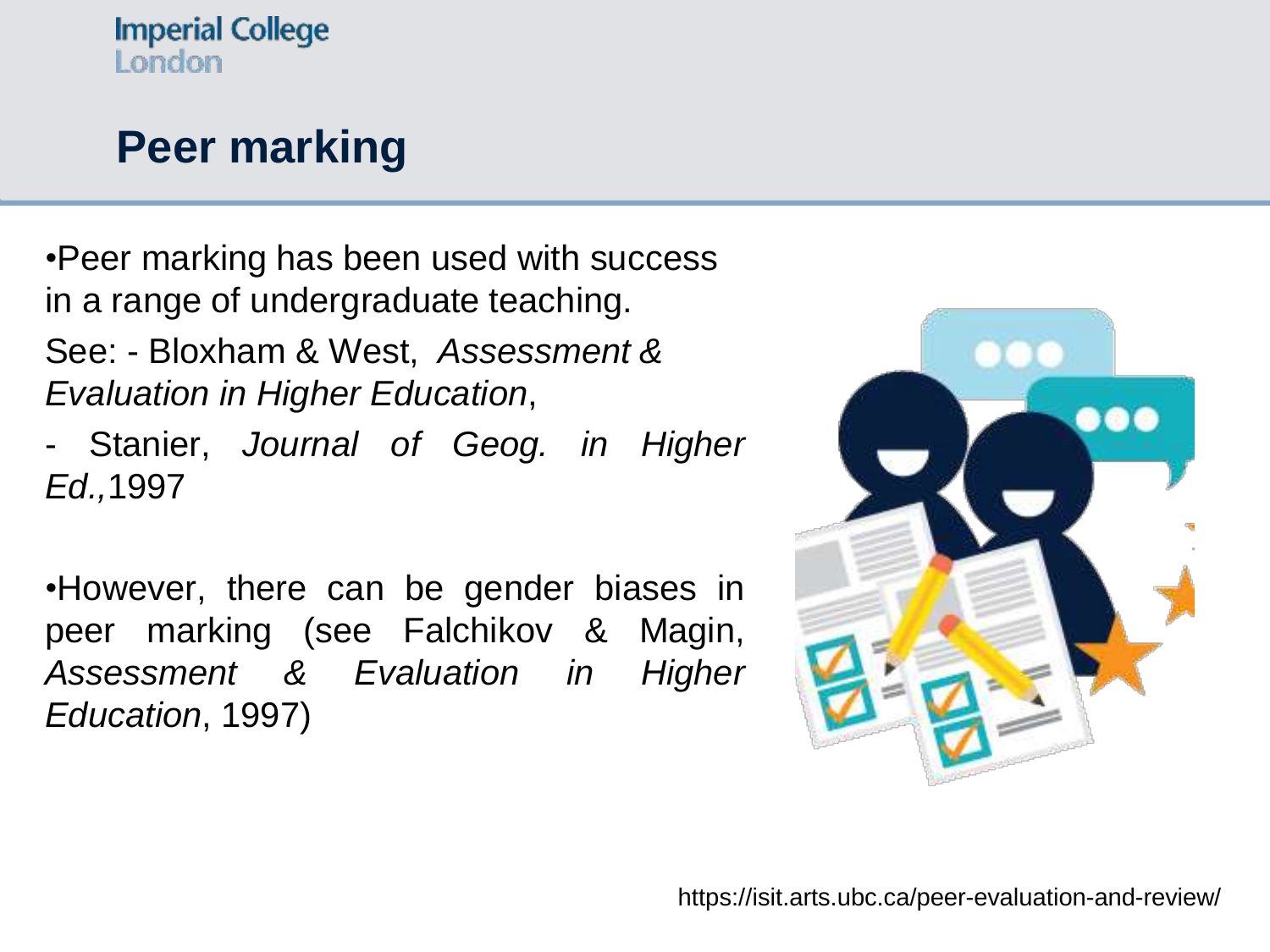## Peer marking

- Peer marking has been used with success in a range of undergraduate teaching.

See: - Bloxham & West, *Assessment & Evaluation in Higher Education*,

- Stanier, *Journal of Geog. in Higher Ed.,*1997

- However, there can be gender biases in peer marking (see Falchikov & Magin, *Assessment & Evaluation in Higher Education*, 1997)

https://isit.arts.ubc.ca/peer-evaluation-and-review/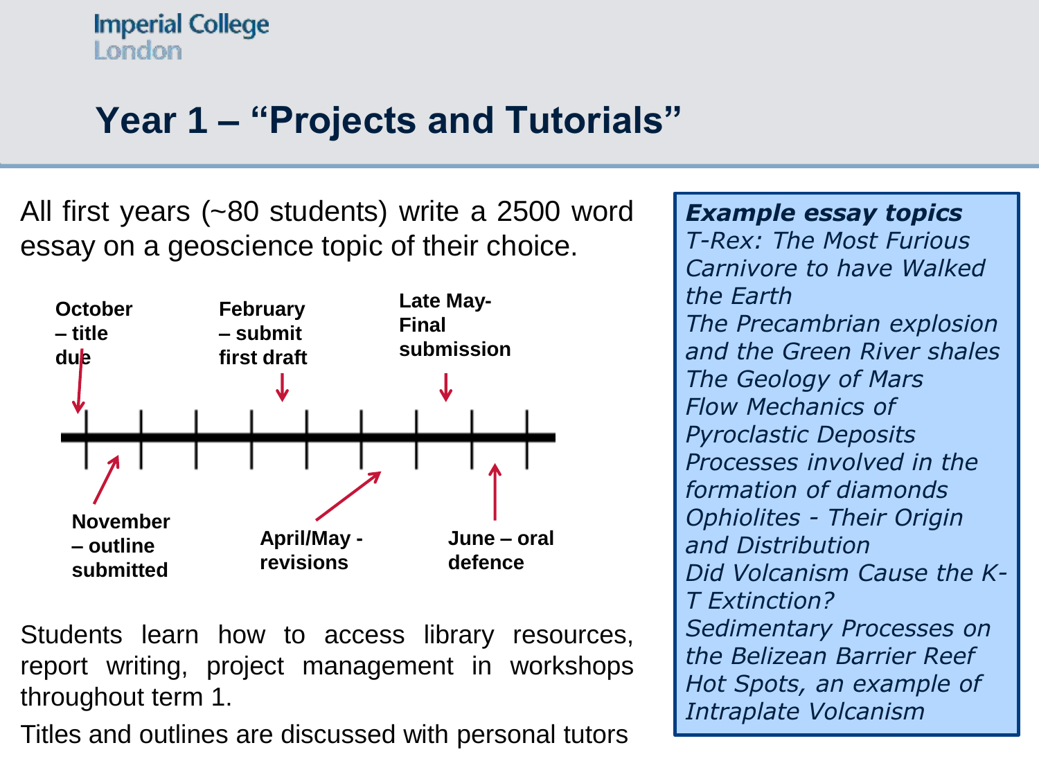# Year 1 – "Projects and Tutorials"

All first years (~80 students) write a 2500 word essay on a geoscience topic of their choice.

- **October – title due**
- **November – outline submitted**
- **February – submit first draft**
- **April/May - revisions**
- **Late May- Final submission**
- **June – oral defence**

Students learn how to access library resources, report writing, project management in workshops throughout term 1.

Titles and outlines are discussed with personal tutors

***Example essay topics***

*T-Rex: The Most Furious Carnivore to have Walked the Earth*
*The Precambrian explosion and the Green River shales*
*The Geology of Mars*
*Flow Mechanics of Pyroclastic Deposits*
*Processes involved in the formation of diamonds*
*Ophiolites - Their Origin and Distribution*
*Did Volcanism Cause the K-T Extinction?*
*Sedimentary Processes on the Belizean Barrier Reef*
*Hot Spots, an example of Intraplate Volcanism*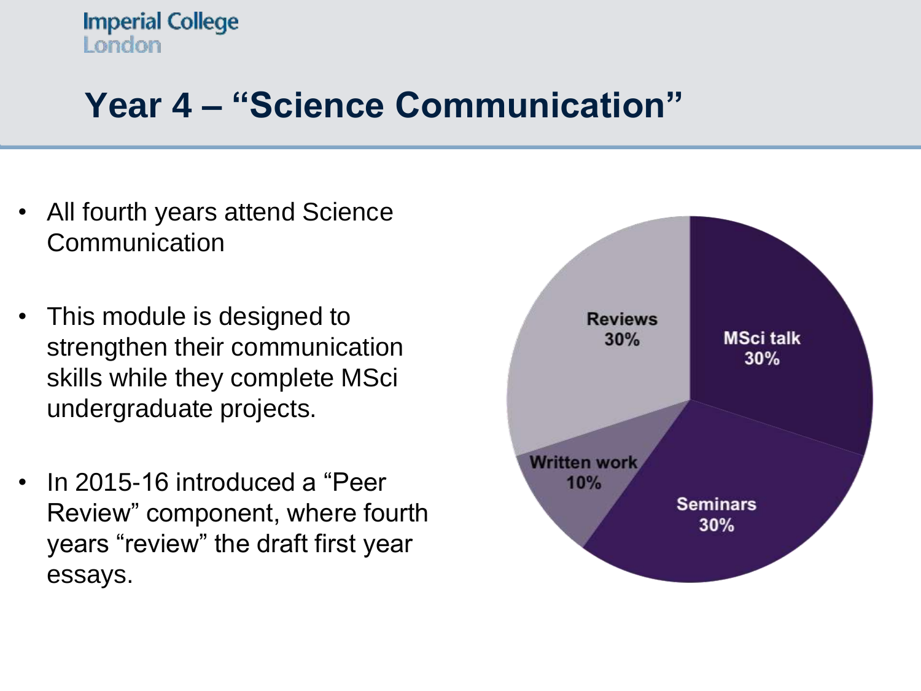# Year 4 – "Science Communication"

- All fourth years attend Science Communication
- This module is designed to strengthen their communication skills while they complete MSci undergraduate projects.
- In 2015-16 introduced a "Peer Review" component, where fourth years "review" the draft first year essays.

| Component | Weight |
|---|---|
| MSci talk | 30% |
| Seminars | 30% |
| Written work | 10% |
| Reviews | 30% |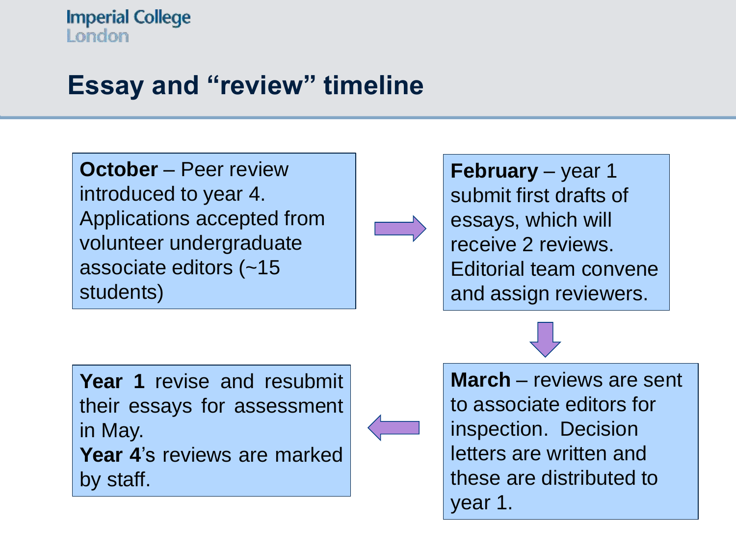# Essay and "review" timeline

**October** – Peer review introduced to year 4. Applications accepted from volunteer undergraduate associate editors (~15 students)

**February** – year 1 submit first drafts of essays, which will receive 2 reviews. Editorial team convene and assign reviewers.

**March** – reviews are sent to associate editors for inspection. Decision letters are written and these are distributed to year 1.

**Year 1** revise and resubmit their essays for assessment in May.
**Year 4**'s reviews are marked by staff.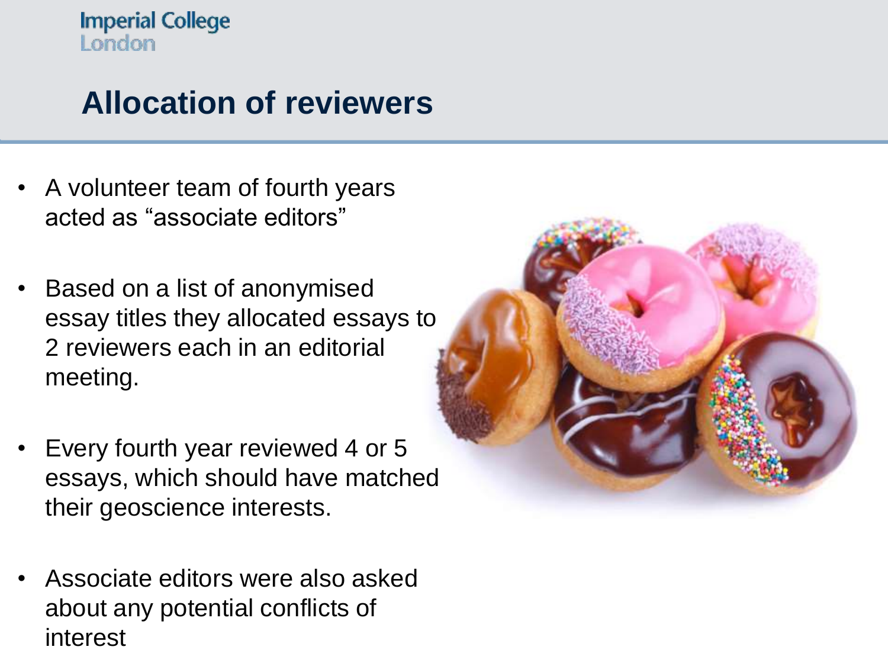# Allocation of reviewers

- A volunteer team of fourth years acted as "associate editors"
- Based on a list of anonymised essay titles they allocated essays to 2 reviewers each in an editorial meeting.
- Every fourth year reviewed 4 or 5 essays, which should have matched their geoscience interests.
- Associate editors were also asked about any potential conflicts of interest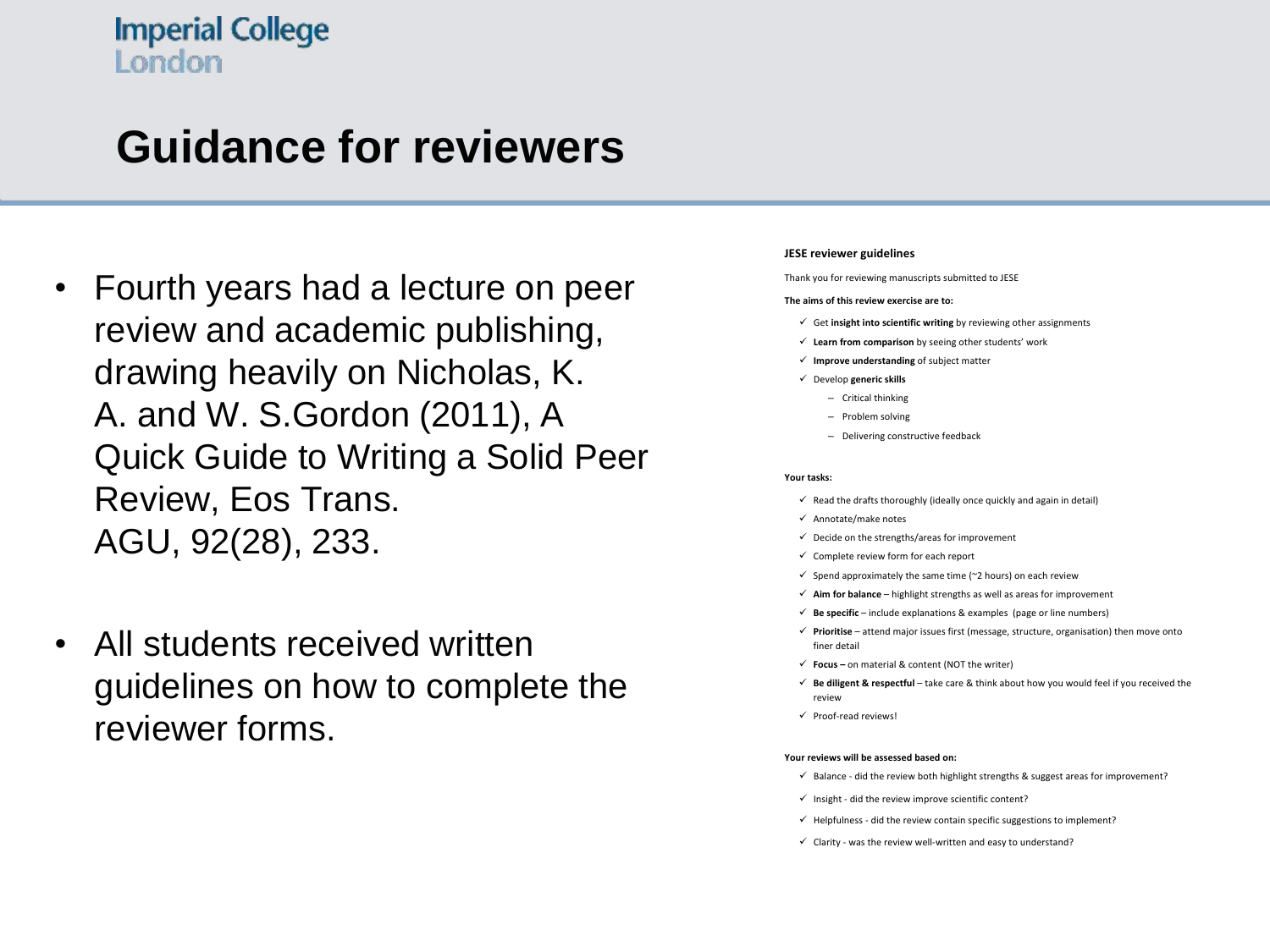# Guidance for reviewers

- Fourth years had a lecture on peer review and academic publishing, drawing heavily on Nicholas, K. A. and W. S.Gordon (2011), A Quick Guide to Writing a Solid Peer Review, Eos Trans. AGU, 92(28), 233.
- All students received written guidelines on how to complete the reviewer forms.

**JESE reviewer guidelines**

Thank you for reviewing manuscripts submitted to JESE

**The aims of this review exercise are to:**

- ✓ Get **insight into scientific writing** by reviewing other assignments
- ✓ **Learn from comparison** by seeing other students' work
- ✓ **Improve understanding** of subject matter
- ✓ Develop **generic skills**
  - Critical thinking
  - Problem solving
  - Delivering constructive feedback

**Your tasks:**

- ✓ Read the drafts thoroughly (ideally once quickly and again in detail)
- ✓ Annotate/make notes
- ✓ Decide on the strengths/areas for improvement
- ✓ Complete review form for each report
- ✓ Spend approximately the same time (~2 hours) on each review
- ✓ **Aim for balance** – highlight strengths as well as areas for improvement
- ✓ **Be specific** – include explanations & examples (page or line numbers)
- ✓ **Prioritise** – attend major issues first (message, structure, organisation) then move onto finer detail
- ✓ **Focus –** on material & content (NOT the writer)
- ✓ **Be diligent & respectful** – take care & think about how you would feel if you received the review
- ✓ Proof-read reviews!

**Your reviews will be assessed based on:**

- ✓ Balance - did the review both highlight strengths & suggest areas for improvement?
- ✓ Insight - did the review improve scientific content?
- ✓ Helpfulness - did the review contain specific suggestions to implement?
- ✓ Clarity - was the review well-written and easy to understand?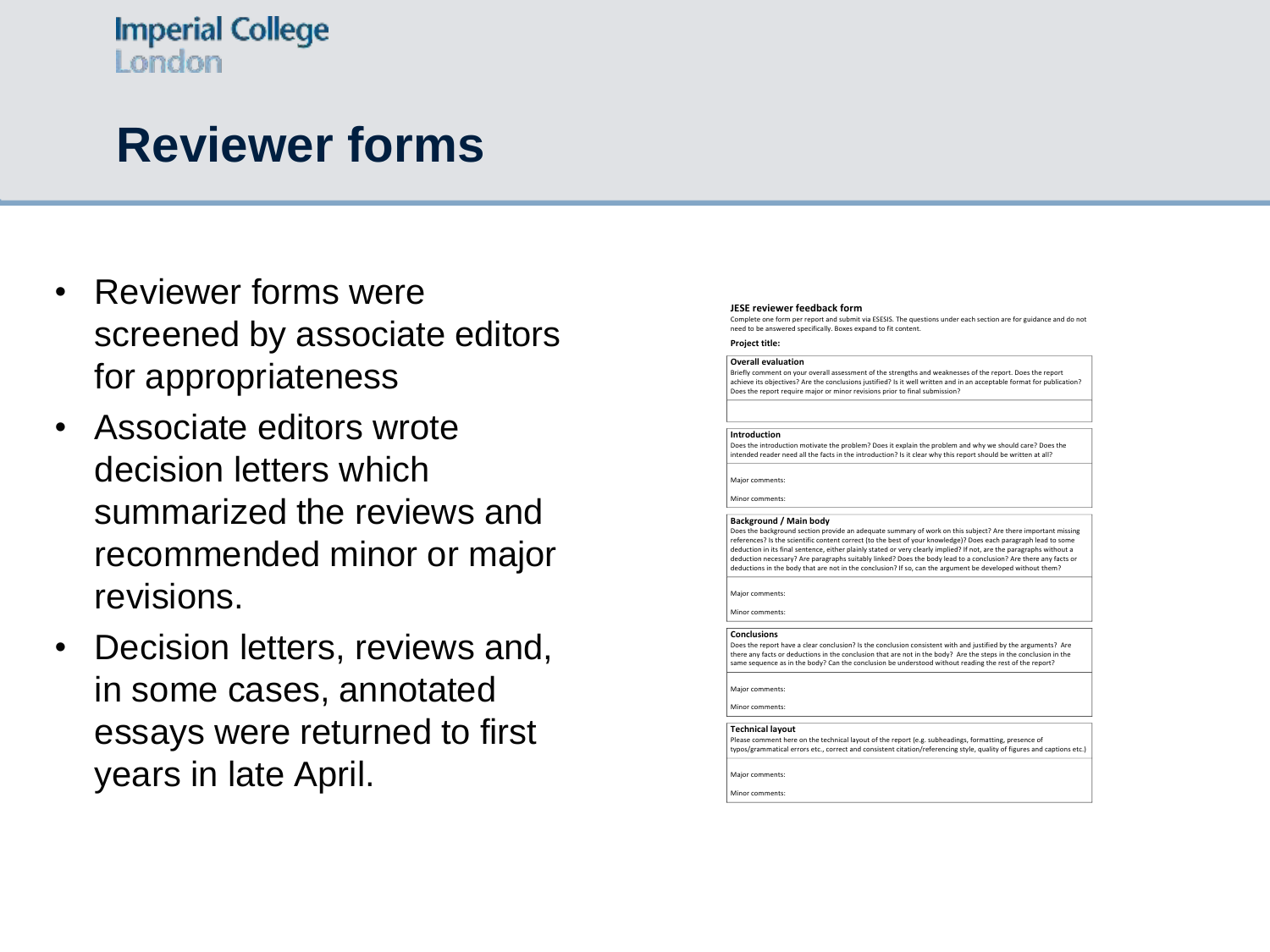# Reviewer forms

- Reviewer forms were screened by associate editors for appropriateness
- Associate editors wrote decision letters which summarized the reviews and recommended minor or major revisions.
- Decision letters, reviews and, in some cases, annotated essays were returned to first years in late April.

**JESE reviewer feedback form**

Complete one form per report and submit via ESESIS. The questions under each section are for guidance and do not need to be answered specifically. Boxes expand to fit content.

**Project title:**

**Overall evaluation**

Briefly comment on your overall assessment of the strengths and weaknesses of the report. Does the report achieve its objectives? Are the conclusions justified? Is it well written and in an acceptable format for publication? Does the report require major or minor revisions prior to final submission?

**Introduction**

Does the introduction motivate the problem? Does it explain the problem and why we should care? Does the intended reader need all the facts in the introduction? Is it clear why this report should be written at all?

Major comments:

Minor comments:

**Background / Main body**

Does the background section provide an adequate summary of work on this subject? Are there important missing references? Is the scientific content correct (to the best of your knowledge)? Does each paragraph lead to some deduction in its final sentence, either plainly stated or very clearly implied? If not, are the paragraphs without a deduction necessary? Are paragraphs suitably linked? Does the body lead to a conclusion? Are there any facts or deductions in the body that are not in the conclusion? If so, can the argument be developed without them?

Major comments:

Minor comments:

**Conclusions**

Does the report have a clear conclusion? Is the conclusion consistent with and justified by the arguments? Are there any facts or deductions in the conclusion that are not in the body? Are the steps in the conclusion in the same sequence as in the body? Can the conclusion be understood without reading the rest of the report?

Major comments:

Minor comments:

**Technical layout**

Please comment here on the technical layout of the report (e.g. subheadings, formatting, presence of typos/grammatical errors etc., correct and consistent citation/referencing style, quality of figures and captions etc.)

Major comments:

Minor comments: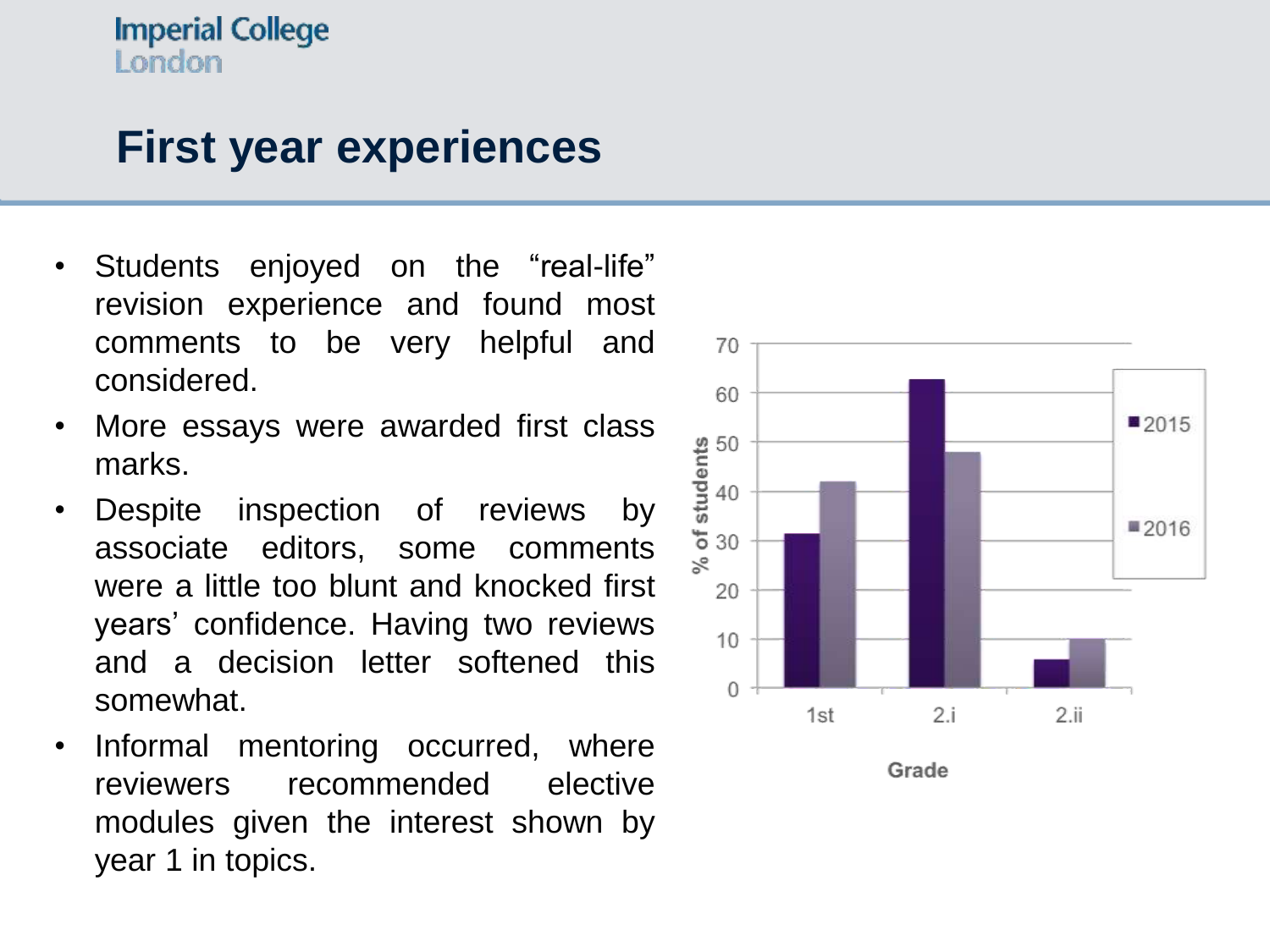# First year experiences

- Students enjoyed on the “real-life” revision experience and found most comments to be very helpful and considered.
- More essays were awarded first class marks.
- Despite inspection of reviews by associate editors, some comments were a little too blunt and knocked first years’ confidence. Having two reviews and a decision letter softened this somewhat.
- Informal mentoring occurred, where reviewers recommended elective modules given the interest shown by year 1 in topics.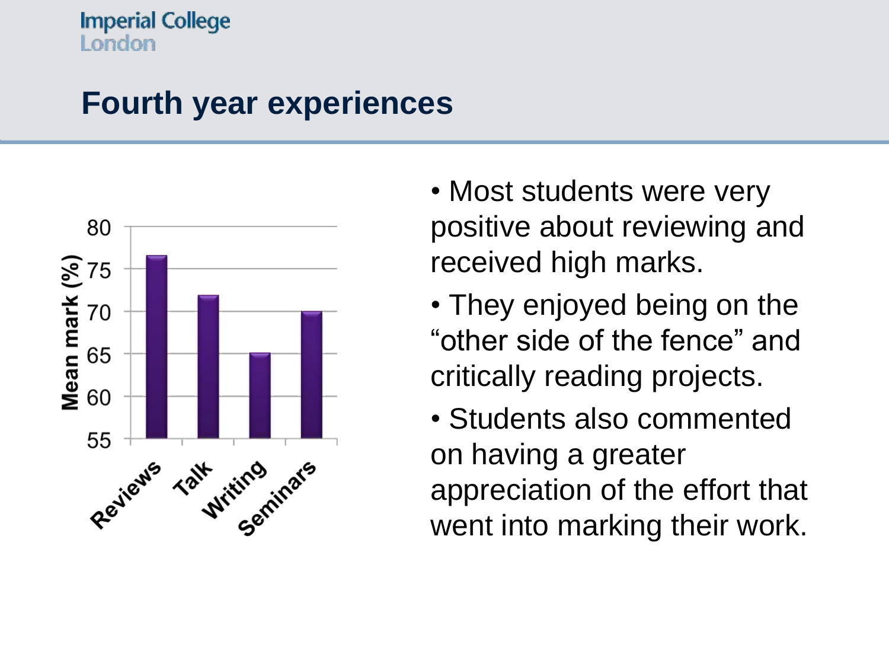## Fourth year experiences

- Most students were very positive about reviewing and received high marks.
- They enjoyed being on the "other side of the fence" and critically reading projects.
- Students also commented on having a greater appreciation of the effort that went into marking their work.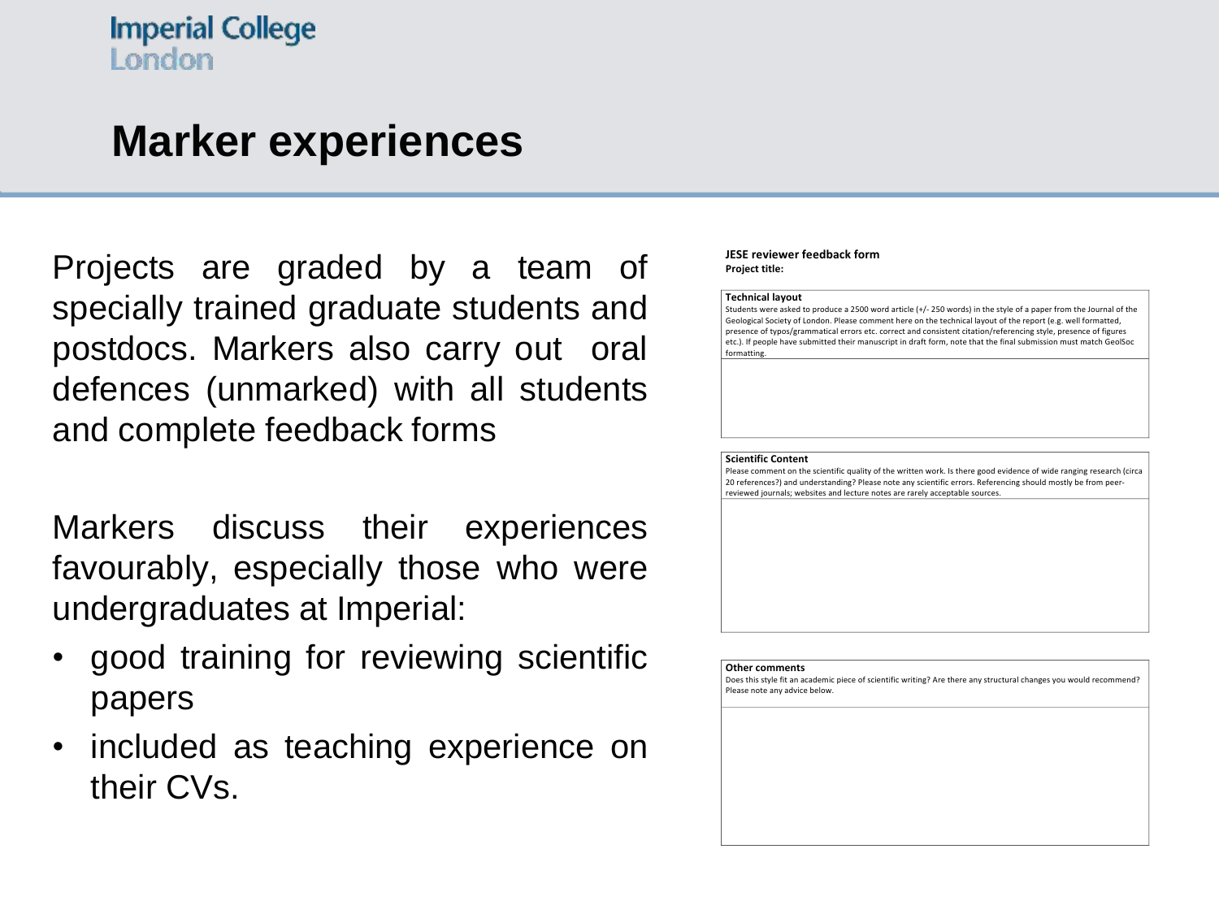# Marker experiences

Projects are graded by a team of specially trained graduate students and postdocs. Markers also carry out oral defences (unmarked) with all students and complete feedback forms

Markers discuss their experiences favourably, especially those who were undergraduates at Imperial:

- good training for reviewing scientific papers
- included as teaching experience on their CVs.

**JESE reviewer feedback form**
**Project title:**

**Technical layout**
Students were asked to produce a 2500 word article (+/- 250 words) in the style of a paper from the Journal of the Geological Society of London. Please comment here on the technical layout of the report (e.g. well formatted, presence of typos/grammatical errors etc. correct and consistent citation/referencing style, presence of figures etc.). If people have submitted their manuscript in draft form, note that the final submission must match GeolSoc formatting.

**Scientific Content**
Please comment on the scientific quality of the written work. Is there good evidence of wide ranging research (circa 20 references?) and understanding? Please note any scientific errors. Referencing should mostly be from peer-reviewed journals; websites and lecture notes are rarely acceptable sources.

**Other comments**
Does this style fit an academic piece of scientific writing? Are there any structural changes you would recommend? Please note any advice below.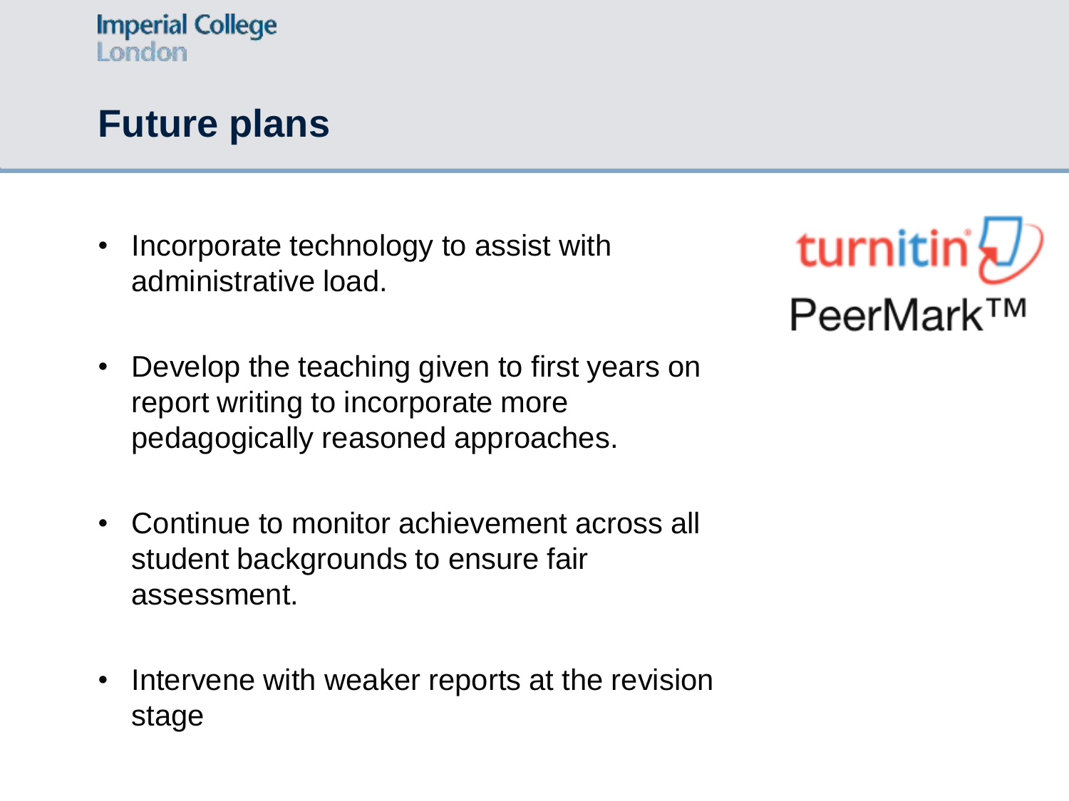# Future plans

- Incorporate technology to assist with administrative load.
- Develop the teaching given to first years on report writing to incorporate more pedagogically reasoned approaches.
- Continue to monitor achievement across all student backgrounds to ensure fair assessment.
- Intervene with weaker reports at the revision stage

turnitin PeerMark™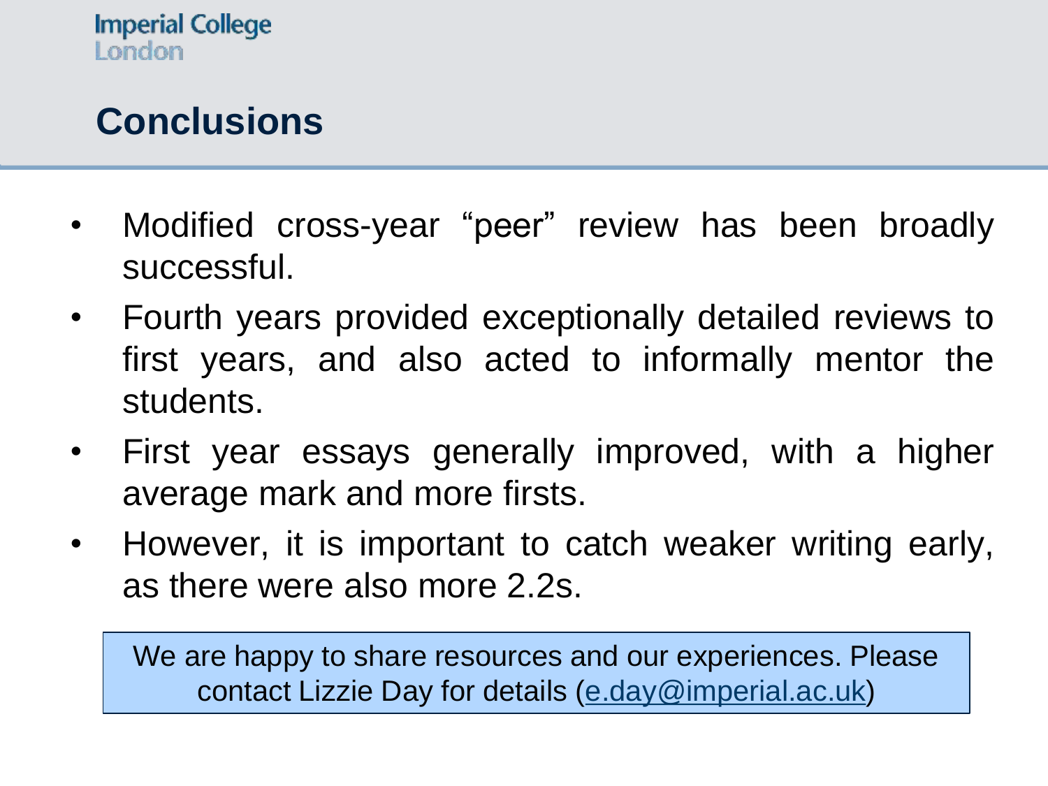## Conclusions

- Modified cross-year "peer" review has been broadly successful.
- Fourth years provided exceptionally detailed reviews to first years, and also acted to informally mentor the students.
- First year essays generally improved, with a higher average mark and more firsts.
- However, it is important to catch weaker writing early, as there were also more 2.2s.

We are happy to share resources and our experiences. Please contact Lizzie Day for details (e.day@imperial.ac.uk)